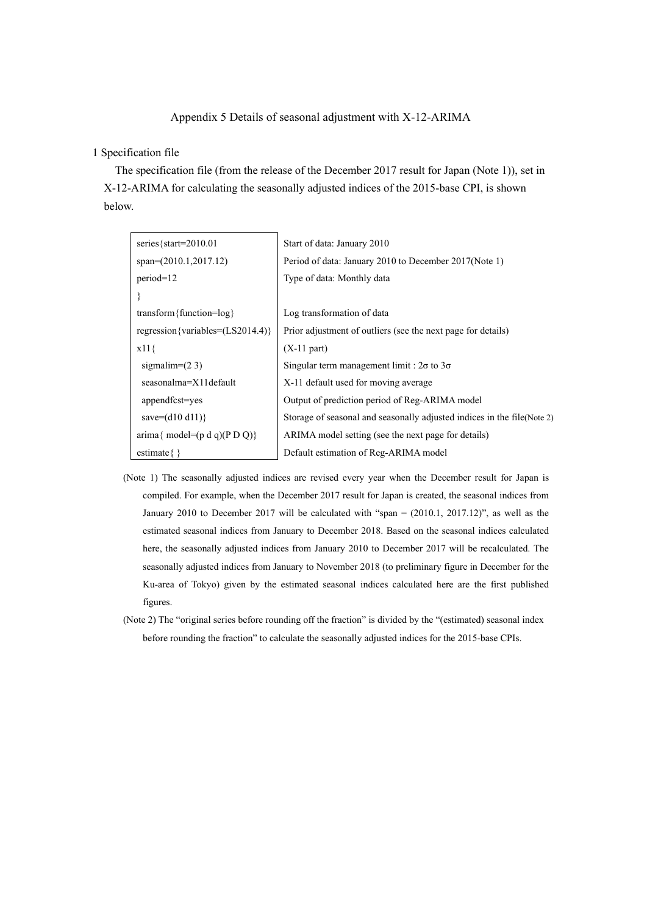# Appendix 5 Details of seasonal adjustment with X-12-ARIMA

## 1 Specification file

The specification file (from the release of the December 2017 result for Japan (Note 1)), set in X-12-ARIMA for calculating the seasonally adjusted indices of the 2015-base CPI, is shown below.

| | |
|---|---|
| series{start=2010.01 | Start of data: January 2010 |
| span=(2010.1,2017.12) | Period of data: January 2010 to December 2017(Note 1) |
| period=12 | Type of data: Monthly data |
| } | |
| transform{function=log} | Log transformation of data |
| regression{variables=(LS2014.4)} | Prior adjustment of outliers (see the next page for details) |
| x11{ | (X-11 part) |
| sigmalim=(2 3) | Singular term management limit : 2σ to 3σ |
| seasonalma=X11default | X-11 default used for moving average |
| appendfcst=yes | Output of prediction period of Reg-ARIMA model |
| save=(d10 d11)} | Storage of seasonal and seasonally adjusted indices in the file(Note 2) |
| arima{ model=(p d q)(P D Q)} | ARIMA model setting (see the next page for details) |
| estimate{ } | Default estimation of Reg-ARIMA model |

(Note 1) The seasonally adjusted indices are revised every year when the December result for Japan is compiled. For example, when the December 2017 result for Japan is created, the seasonal indices from January 2010 to December 2017 will be calculated with “span = (2010.1, 2017.12)”, as well as the estimated seasonal indices from January to December 2018. Based on the seasonal indices calculated here, the seasonally adjusted indices from January 2010 to December 2017 will be recalculated. The seasonally adjusted indices from January to November 2018 (to preliminary figure in December for the Ku-area of Tokyo) given by the estimated seasonal indices calculated here are the first published figures.

(Note 2) The “original series before rounding off the fraction” is divided by the “(estimated) seasonal index before rounding the fraction” to calculate the seasonally adjusted indices for the 2015-base CPIs.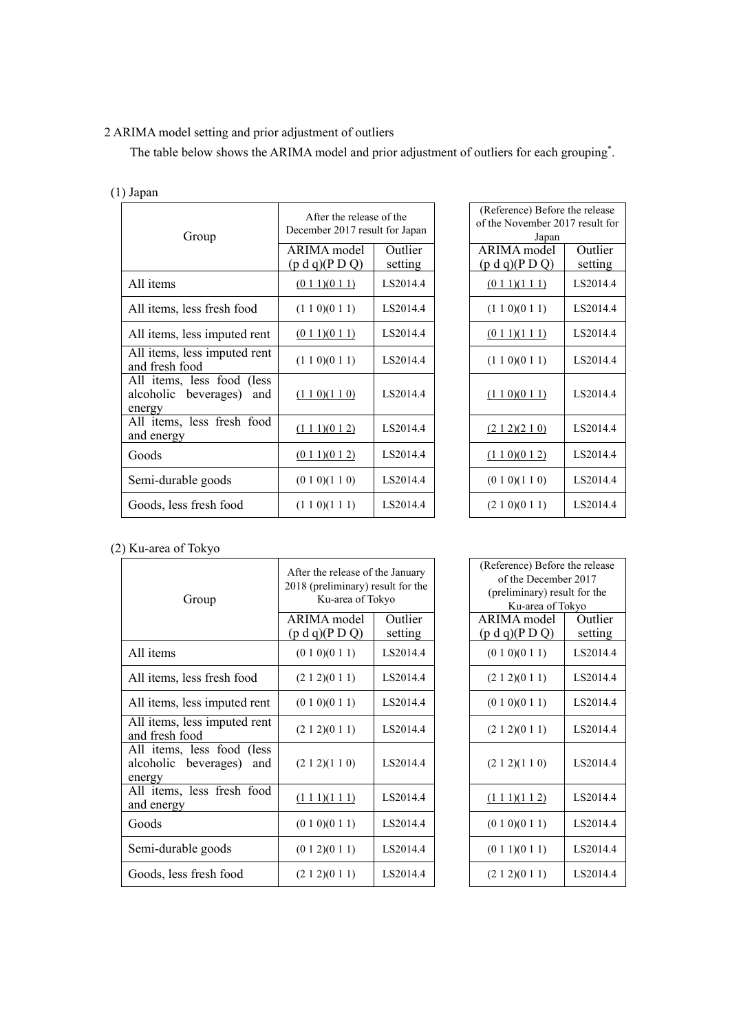2 ARIMA model setting and prior adjustment of outliers

The table below shows the ARIMA model and prior adjustment of outliers for each grouping*.

(1) Japan

| Group | After the release of the December 2017 result for Japan | | (Reference) Before the release of the November 2017 result for Japan | |
|---|---|---|---|---|
| | ARIMA model (p d q)(P D Q) | Outlier setting | ARIMA model (p d q)(P D Q) | Outlier setting |
| All items | (0 1 1)(0 1 1) | LS2014.4 | (0 1 1)(1 1 1) | LS2014.4 |
| All items, less fresh food | (1 1 0)(0 1 1) | LS2014.4 | (1 1 0)(0 1 1) | LS2014.4 |
| All items, less imputed rent | (0 1 1)(0 1 1) | LS2014.4 | (0 1 1)(1 1 1) | LS2014.4 |
| All items, less imputed rent and fresh food | (1 1 0)(0 1 1) | LS2014.4 | (1 1 0)(0 1 1) | LS2014.4 |
| All items, less food (less alcoholic beverages) and energy | (1 1 0)(1 1 0) | LS2014.4 | (1 1 0)(0 1 1) | LS2014.4 |
| All items, less fresh food and energy | (1 1 1)(0 1 2) | LS2014.4 | (2 1 2)(2 1 0) | LS2014.4 |
| Goods | (0 1 1)(0 1 2) | LS2014.4 | (1 1 0)(0 1 2) | LS2014.4 |
| Semi-durable goods | (0 1 0)(1 1 0) | LS2014.4 | (0 1 0)(1 1 0) | LS2014.4 |
| Goods, less fresh food | (1 1 0)(1 1 1) | LS2014.4 | (2 1 0)(0 1 1) | LS2014.4 |

(2) Ku-area of Tokyo

| Group | After the release of the January 2018 (preliminary) result for the Ku-area of Tokyo | | (Reference) Before the release of the December 2017 (preliminary) result for the Ku-area of Tokyo | |
|---|---|---|---|---|
| | ARIMA model (p d q)(P D Q) | Outlier setting | ARIMA model (p d q)(P D Q) | Outlier setting |
| All items | (0 1 0)(0 1 1) | LS2014.4 | (0 1 0)(0 1 1) | LS2014.4 |
| All items, less fresh food | (2 1 2)(0 1 1) | LS2014.4 | (2 1 2)(0 1 1) | LS2014.4 |
| All items, less imputed rent | (0 1 0)(0 1 1) | LS2014.4 | (0 1 0)(0 1 1) | LS2014.4 |
| All items, less imputed rent and fresh food | (2 1 2)(0 1 1) | LS2014.4 | (2 1 2)(0 1 1) | LS2014.4 |
| All items, less food (less alcoholic beverages) and energy | (2 1 2)(1 1 0) | LS2014.4 | (2 1 2)(1 1 0) | LS2014.4 |
| All items, less fresh food and energy | (1 1 1)(1 1 1) | LS2014.4 | (1 1 1)(1 1 2) | LS2014.4 |
| Goods | (0 1 0)(0 1 1) | LS2014.4 | (0 1 0)(0 1 1) | LS2014.4 |
| Semi-durable goods | (0 1 2)(0 1 1) | LS2014.4 | (0 1 1)(0 1 1) | LS2014.4 |
| Goods, less fresh food | (2 1 2)(0 1 1) | LS2014.4 | (2 1 2)(0 1 1) | LS2014.4 |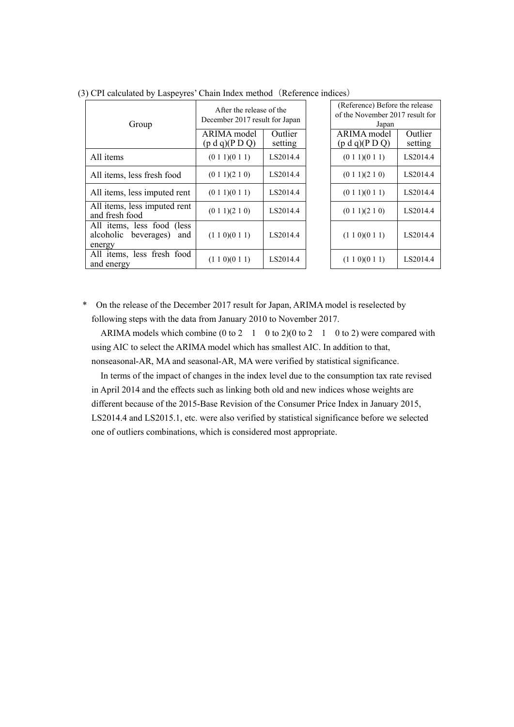(3) CPI calculated by Laspeyres' Chain Index method（Reference indices）

| Group | After the release of the December 2017 result for Japan | | (Reference) Before the release of the November 2017 result for Japan | |
|---|---|---|---|---|
| | ARIMA model (p d q)(P D Q) | Outlier setting | ARIMA model (p d q)(P D Q) | Outlier setting |
| All items | (0 1 1)(0 1 1) | LS2014.4 | (0 1 1)(0 1 1) | LS2014.4 |
| All items, less fresh food | (0 1 1)(2 1 0) | LS2014.4 | (0 1 1)(2 1 0) | LS2014.4 |
| All items, less imputed rent | (0 1 1)(0 1 1) | LS2014.4 | (0 1 1)(0 1 1) | LS2014.4 |
| All items, less imputed rent and fresh food | (0 1 1)(2 1 0) | LS2014.4 | (0 1 1)(2 1 0) | LS2014.4 |
| All items, less food (less alcoholic beverages) and energy | (1 1 0)(0 1 1) | LS2014.4 | (1 1 0)(0 1 1) | LS2014.4 |
| All items, less fresh food and energy | (1 1 0)(0 1 1) | LS2014.4 | (1 1 0)(0 1 1) | LS2014.4 |

* On the release of the December 2017 result for Japan, ARIMA model is reselected by following steps with the data from January 2010 to November 2017.

ARIMA models which combine (0 to 2　1　0 to 2)(0 to 2　1　0 to 2) were compared with using AIC to select the ARIMA model which has smallest AIC. In addition to that, nonseasonal-AR, MA and seasonal-AR, MA were verified by statistical significance.

In terms of the impact of changes in the index level due to the consumption tax rate revised in April 2014 and the effects such as linking both old and new indices whose weights are different because of the 2015-Base Revision of the Consumer Price Index in January 2015, LS2014.4 and LS2015.1, etc. were also verified by statistical significance before we selected one of outliers combinations, which is considered most appropriate.